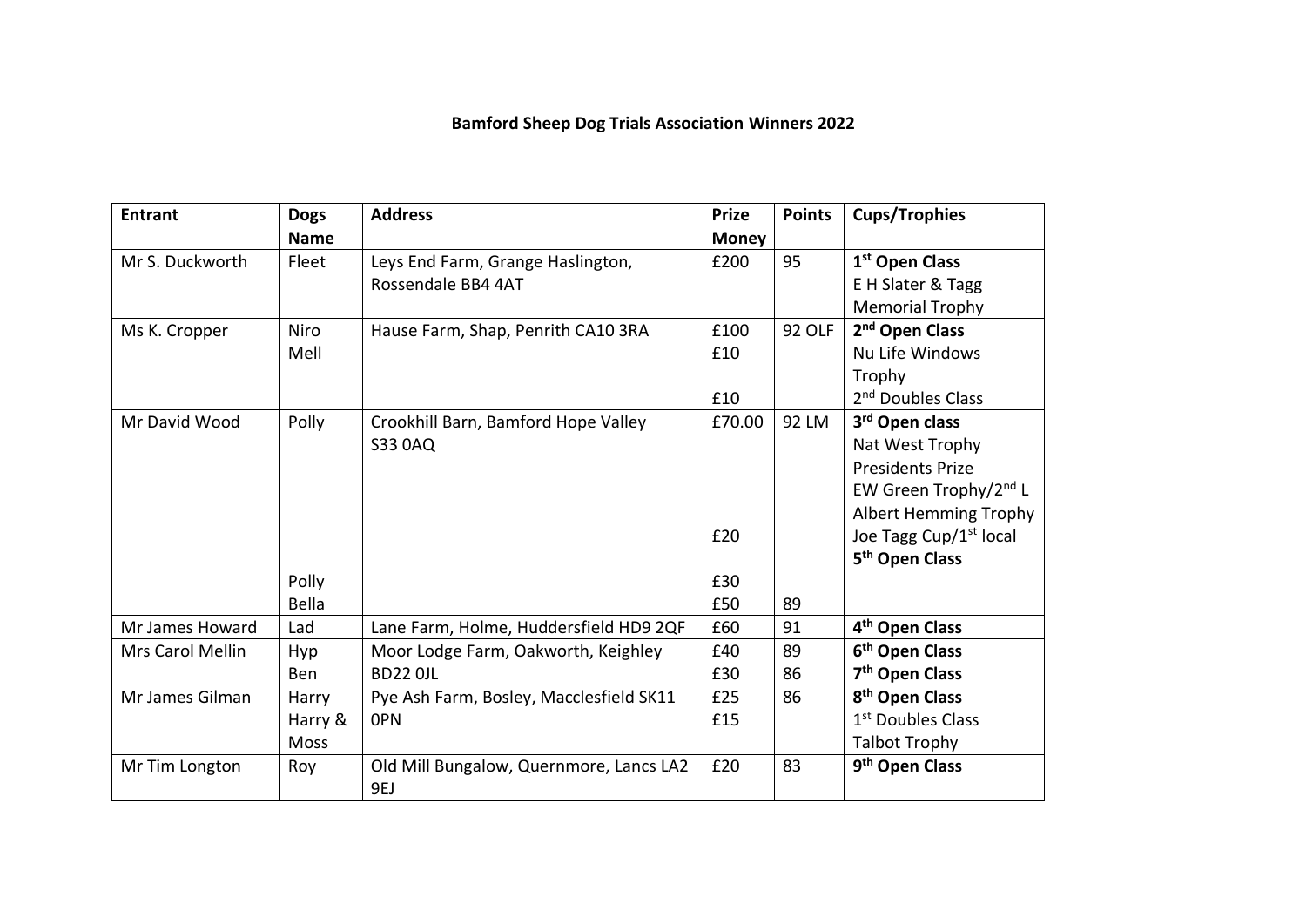**Bamford Sheep Dog Trials Association Winners 2022**

| Entrant | Dogs Name | Address | Prize Money | Points | Cups/Trophies |
|---|---|---|---|---|---|
| Mr S. Duckworth | Fleet | Leys End Farm, Grange Haslington, Rossendale BB4 4AT | £200 | 95 | **1st Open Class**<br>E H Slater & Tagg Memorial Trophy |
| Ms K. Cropper | Niro<br>Mell | Hause Farm, Shap, Penrith CA10 3RA | £100<br>£10<br><br>£10 | 92 OLF | **2nd Open Class**<br>Nu Life Windows Trophy<br>2nd Doubles Class |
| Mr David Wood | Polly<br><br><br><br><br><br><br>Polly<br>Bella | Crookhill Barn, Bamford Hope Valley S33 0AQ | £70.00<br><br><br><br><br>£20<br><br>£30<br>£50 | 92 LM<br><br><br><br><br><br><br><br>89 | **3rd Open class**<br>Nat West Trophy<br>Presidents Prize<br>EW Green Trophy/2nd L<br>Albert Hemming Trophy<br>Joe Tagg Cup/1st local<br>**5th Open Class** |
| Mr James Howard | Lad | Lane Farm, Holme, Huddersfield HD9 2QF | £60 | 91 | **4th Open Class** |
| Mrs Carol Mellin | Hyp<br>Ben | Moor Lodge Farm, Oakworth, Keighley BD22 0JL | £40<br>£30 | 89<br>86 | **6th Open Class**<br>**7th Open Class** |
| Mr James Gilman | Harry<br>Harry & Moss | Pye Ash Farm, Bosley, Macclesfield SK11 0PN | £25<br>£15 | 86 | **8th Open Class**<br>1st Doubles Class<br>Talbot Trophy |
| Mr Tim Longton | Roy | Old Mill Bungalow, Quernmore, Lancs LA2 9EJ | £20 | 83 | **9th Open Class** |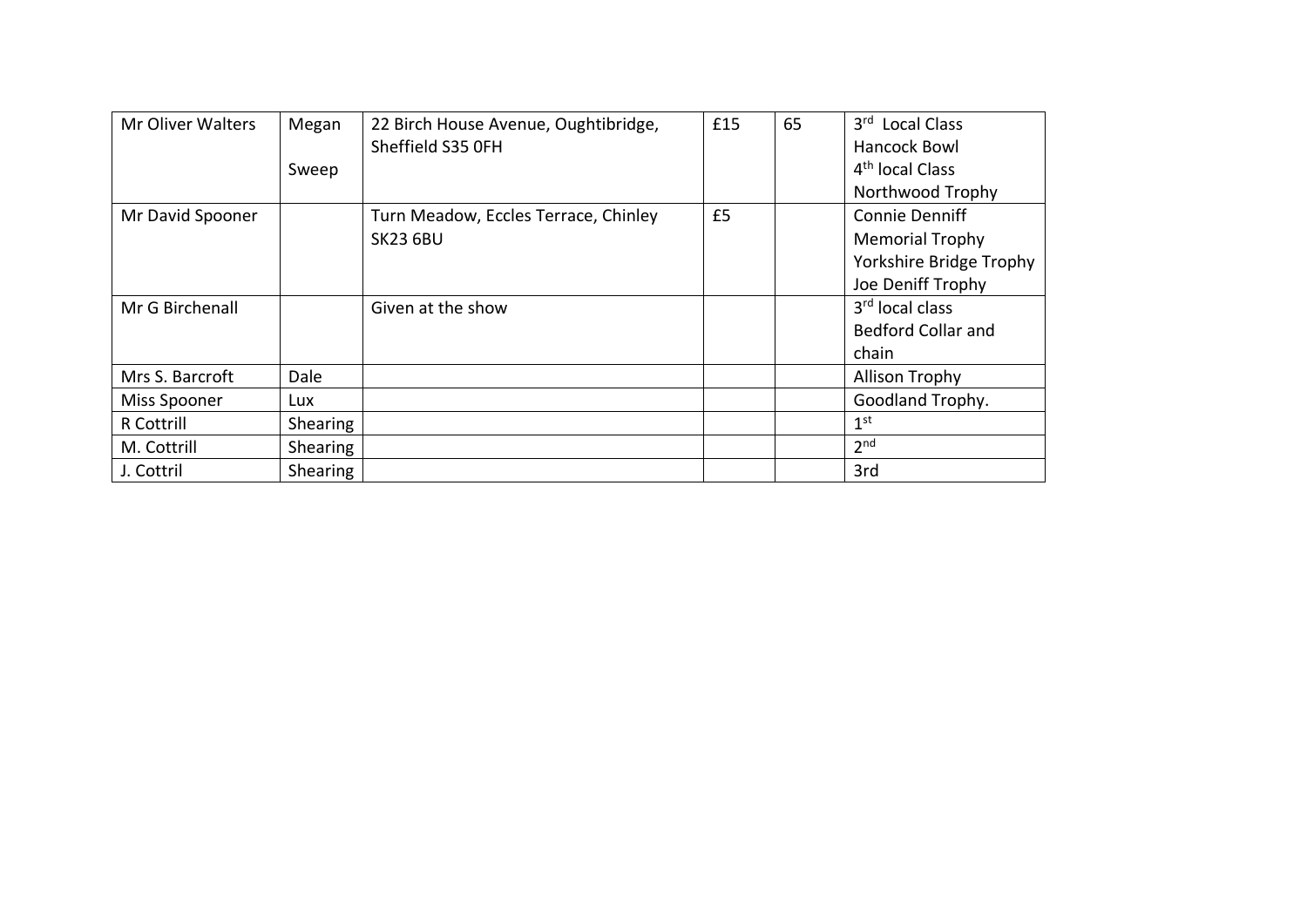| | | | | | |
|---|---|---|---|---|---|
| Mr Oliver Walters | Megan<br><br>Sweep | 22 Birch House Avenue, Oughtibridge, Sheffield S35 0FH | £15 | 65 | 3rd Local Class<br>Hancock Bowl<br>4th local Class<br>Northwood Trophy |
| Mr David Spooner | | Turn Meadow, Eccles Terrace, Chinley SK23 6BU | £5 | | Connie Denniff Memorial Trophy<br>Yorkshire Bridge Trophy<br>Joe Deniff Trophy |
| Mr G Birchenall | | Given at the show | | | 3rd local class<br>Bedford Collar and chain |
| Mrs S. Barcroft | Dale | | | | Allison Trophy |
| Miss Spooner | Lux | | | | Goodland Trophy. |
| R Cottrill | Shearing | | | | 1st |
| M. Cottrill | Shearing | | | | 2nd |
| J. Cottril | Shearing | | | | 3rd |